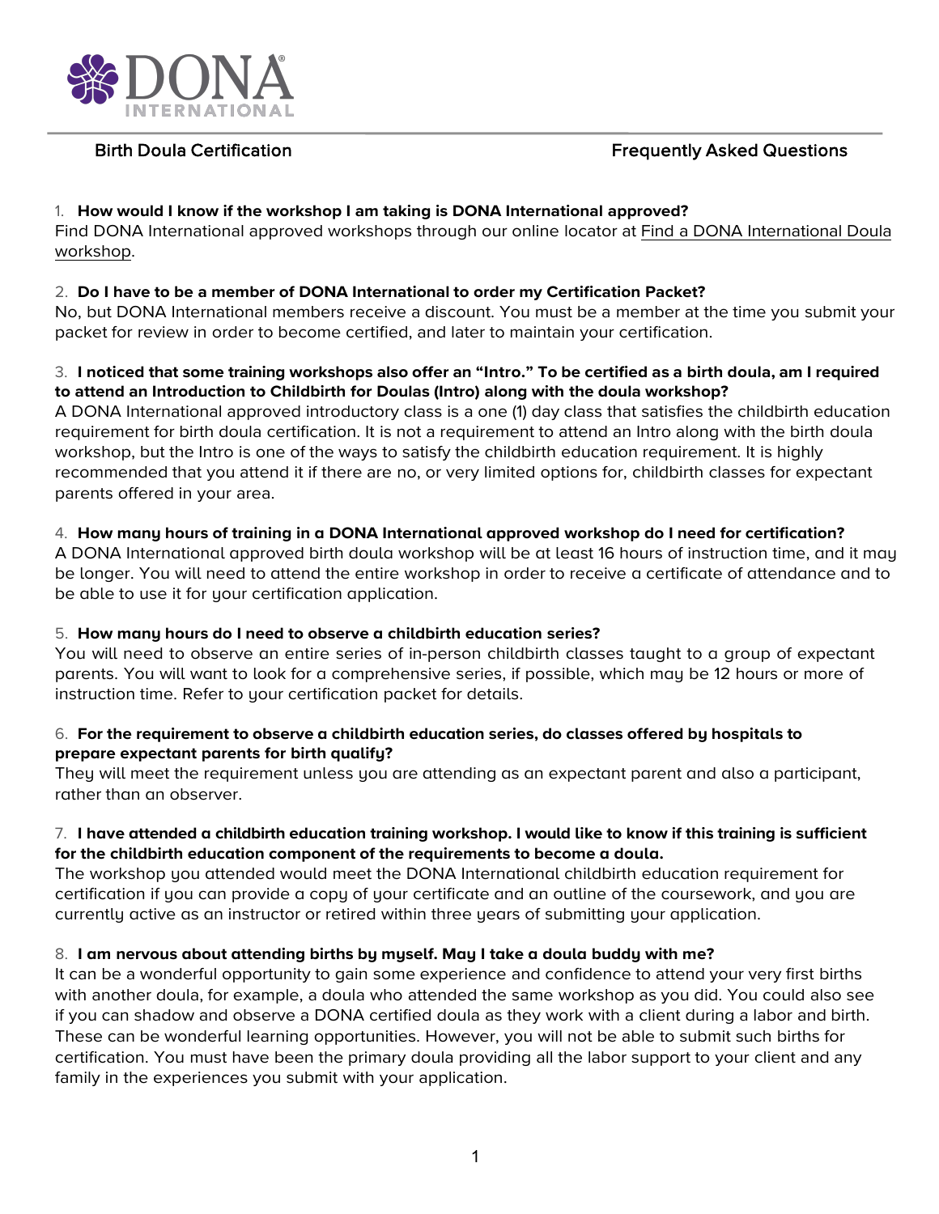DONA INTERNATIONAL

Birth Doula Certification — Frequently Asked Questions

1. **How would I know if the workshop I am taking is DONA International approved?**
Find DONA International approved workshops through our online locator at Find a DONA International Doula workshop.

2. **Do I have to be a member of DONA International to order my Certification Packet?**
No, but DONA International members receive a discount. You must be a member at the time you submit your packet for review in order to become certified, and later to maintain your certification.

3. **I noticed that some training workshops also offer an "Intro." To be certified as a birth doula, am I required to attend an Introduction to Childbirth for Doulas (Intro) along with the doula workshop?**
A DONA International approved introductory class is a one (1) day class that satisfies the childbirth education requirement for birth doula certification. It is not a requirement to attend an Intro along with the birth doula workshop, but the Intro is one of the ways to satisfy the childbirth education requirement. It is highly recommended that you attend it if there are no, or very limited options for, childbirth classes for expectant parents offered in your area.

4. **How many hours of training in a DONA International approved workshop do I need for certification?**
A DONA International approved birth doula workshop will be at least 16 hours of instruction time, and it may be longer. You will need to attend the entire workshop in order to receive a certificate of attendance and to be able to use it for your certification application.

5. **How many hours do I need to observe a childbirth education series?**
You will need to observe an entire series of in-person childbirth classes taught to a group of expectant parents. You will want to look for a comprehensive series, if possible, which may be 12 hours or more of instruction time. Refer to your certification packet for details.

6. **For the requirement to observe a childbirth education series, do classes offered by hospitals to prepare expectant parents for birth qualify?**
They will meet the requirement unless you are attending as an expectant parent and also a participant, rather than an observer.

7. **I have attended a childbirth education training workshop. I would like to know if this training is sufficient for the childbirth education component of the requirements to become a doula.**
The workshop you attended would meet the DONA International childbirth education requirement for certification if you can provide a copy of your certificate and an outline of the coursework, and you are currently active as an instructor or retired within three years of submitting your application.

8. **I am nervous about attending births by myself. May I take a doula buddy with me?**
It can be a wonderful opportunity to gain some experience and confidence to attend your very first births with another doula, for example, a doula who attended the same workshop as you did. You could also see if you can shadow and observe a DONA certified doula as they work with a client during a labor and birth. These can be wonderful learning opportunities. However, you will not be able to submit such births for certification. You must have been the primary doula providing all the labor support to your client and any family in the experiences you submit with your application.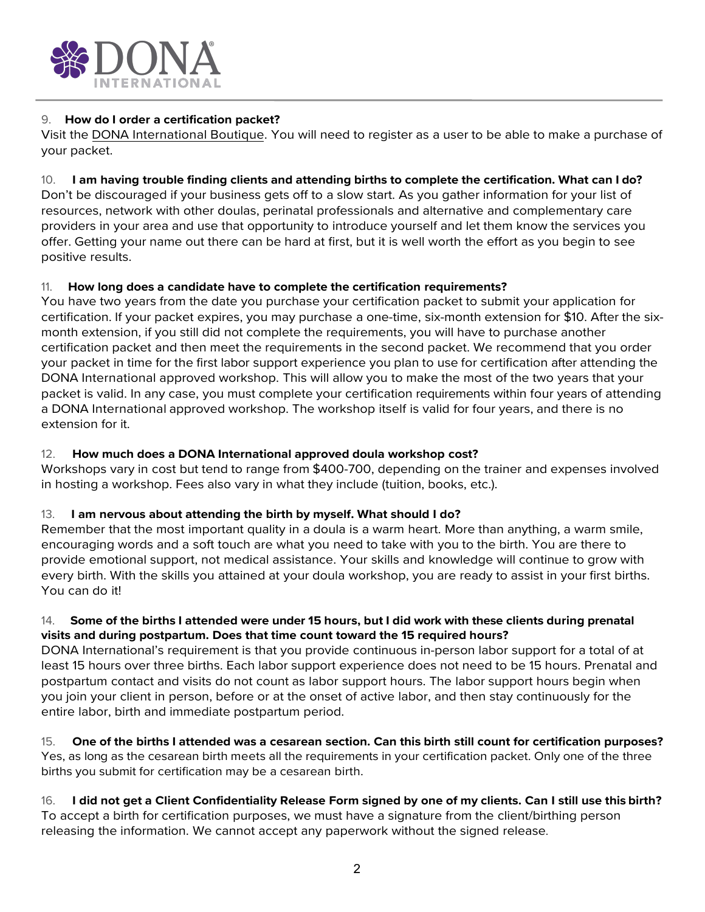9. **How do I order a certification packet?**
Visit the DONA International Boutique. You will need to register as a user to be able to make a purchase of your packet.

10. **I am having trouble finding clients and attending births to complete the certification. What can I do?**
Don't be discouraged if your business gets off to a slow start. As you gather information for your list of resources, network with other doulas, perinatal professionals and alternative and complementary care providers in your area and use that opportunity to introduce yourself and let them know the services you offer. Getting your name out there can be hard at first, but it is well worth the effort as you begin to see positive results.

11. **How long does a candidate have to complete the certification requirements?**
You have two years from the date you purchase your certification packet to submit your application for certification. If your packet expires, you may purchase a one-time, six-month extension for $10. After the six-month extension, if you still did not complete the requirements, you will have to purchase another certification packet and then meet the requirements in the second packet. We recommend that you order your packet in time for the first labor support experience you plan to use for certification after attending the DONA International approved workshop. This will allow you to make the most of the two years that your packet is valid. In any case, you must complete your certification requirements within four years of attending a DONA International approved workshop. The workshop itself is valid for four years, and there is no extension for it.

12. **How much does a DONA International approved doula workshop cost?**
Workshops vary in cost but tend to range from $400-700, depending on the trainer and expenses involved in hosting a workshop. Fees also vary in what they include (tuition, books, etc.).

13. **I am nervous about attending the birth by myself. What should I do?**
Remember that the most important quality in a doula is a warm heart. More than anything, a warm smile, encouraging words and a soft touch are what you need to take with you to the birth. You are there to provide emotional support, not medical assistance. Your skills and knowledge will continue to grow with every birth. With the skills you attained at your doula workshop, you are ready to assist in your first births. You can do it!

14. **Some of the births I attended were under 15 hours, but I did work with these clients during prenatal visits and during postpartum. Does that time count toward the 15 required hours?**
DONA International's requirement is that you provide continuous in-person labor support for a total of at least 15 hours over three births. Each labor support experience does not need to be 15 hours. Prenatal and postpartum contact and visits do not count as labor support hours. The labor support hours begin when you join your client in person, before or at the onset of active labor, and then stay continuously for the entire labor, birth and immediate postpartum period.

15. **One of the births I attended was a cesarean section. Can this birth still count for certification purposes?**
Yes, as long as the cesarean birth meets all the requirements in your certification packet. Only one of the three births you submit for certification may be a cesarean birth.

16. **I did not get a Client Confidentiality Release Form signed by one of my clients. Can I still use this birth?**
To accept a birth for certification purposes, we must have a signature from the client/birthing person releasing the information. We cannot accept any paperwork without the signed release.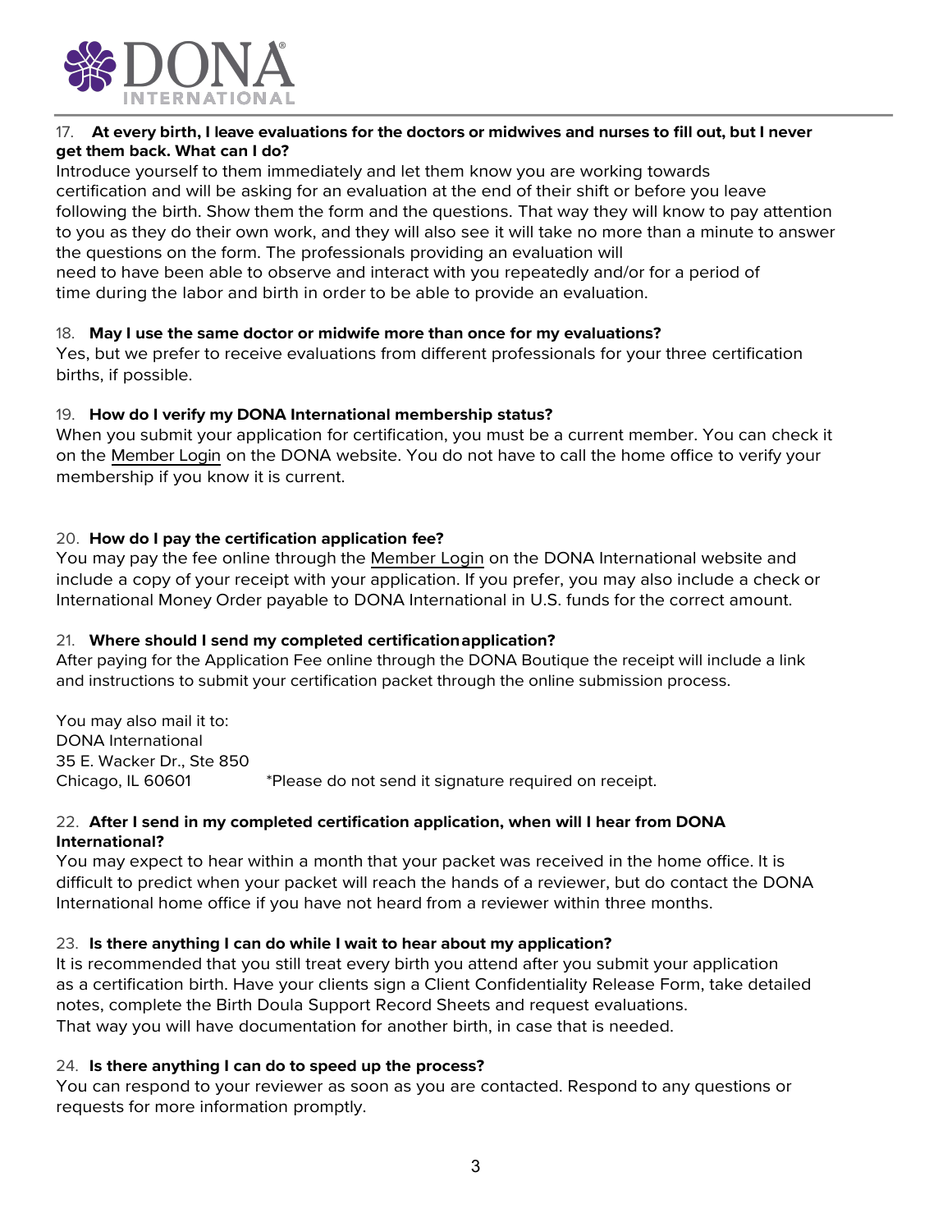17. **At every birth, I leave evaluations for the doctors or midwives and nurses to fill out, but I never get them back. What can I do?**

Introduce yourself to them immediately and let them know you are working towards certification and will be asking for an evaluation at the end of their shift or before you leave following the birth. Show them the form and the questions. That way they will know to pay attention to you as they do their own work, and they will also see it will take no more than a minute to answer the questions on the form. The professionals providing an evaluation will need to have been able to observe and interact with you repeatedly and/or for a period of time during the labor and birth in order to be able to provide an evaluation.

18. **May I use the same doctor or midwife more than once for my evaluations?**

Yes, but we prefer to receive evaluations from different professionals for your three certification births, if possible.

19. **How do I verify my DONA International membership status?**

When you submit your application for certification, you must be a current member. You can check it on the Member Login on the DONA website. You do not have to call the home office to verify your membership if you know it is current.

20. **How do I pay the certification application fee?**

You may pay the fee online through the Member Login on the DONA International website and include a copy of your receipt with your application. If you prefer, you may also include a check or International Money Order payable to DONA International in U.S. funds for the correct amount.

21. **Where should I send my completed certification application?**

After paying for the Application Fee online through the DONA Boutique the receipt will include a link and instructions to submit your certification packet through the online submission process.

You may also mail it to:
DONA International
35 E. Wacker Dr., Ste 850
Chicago, IL 60601 *Please do not send it signature required on receipt.

22. **After I send in my completed certification application, when will I hear from DONA International?**

You may expect to hear within a month that your packet was received in the home office. It is difficult to predict when your packet will reach the hands of a reviewer, but do contact the DONA International home office if you have not heard from a reviewer within three months.

23. **Is there anything I can do while I wait to hear about my application?**

It is recommended that you still treat every birth you attend after you submit your application as a certification birth. Have your clients sign a Client Confidentiality Release Form, take detailed notes, complete the Birth Doula Support Record Sheets and request evaluations.
That way you will have documentation for another birth, in case that is needed.

24. **Is there anything I can do to speed up the process?**

You can respond to your reviewer as soon as you are contacted. Respond to any questions or requests for more information promptly.